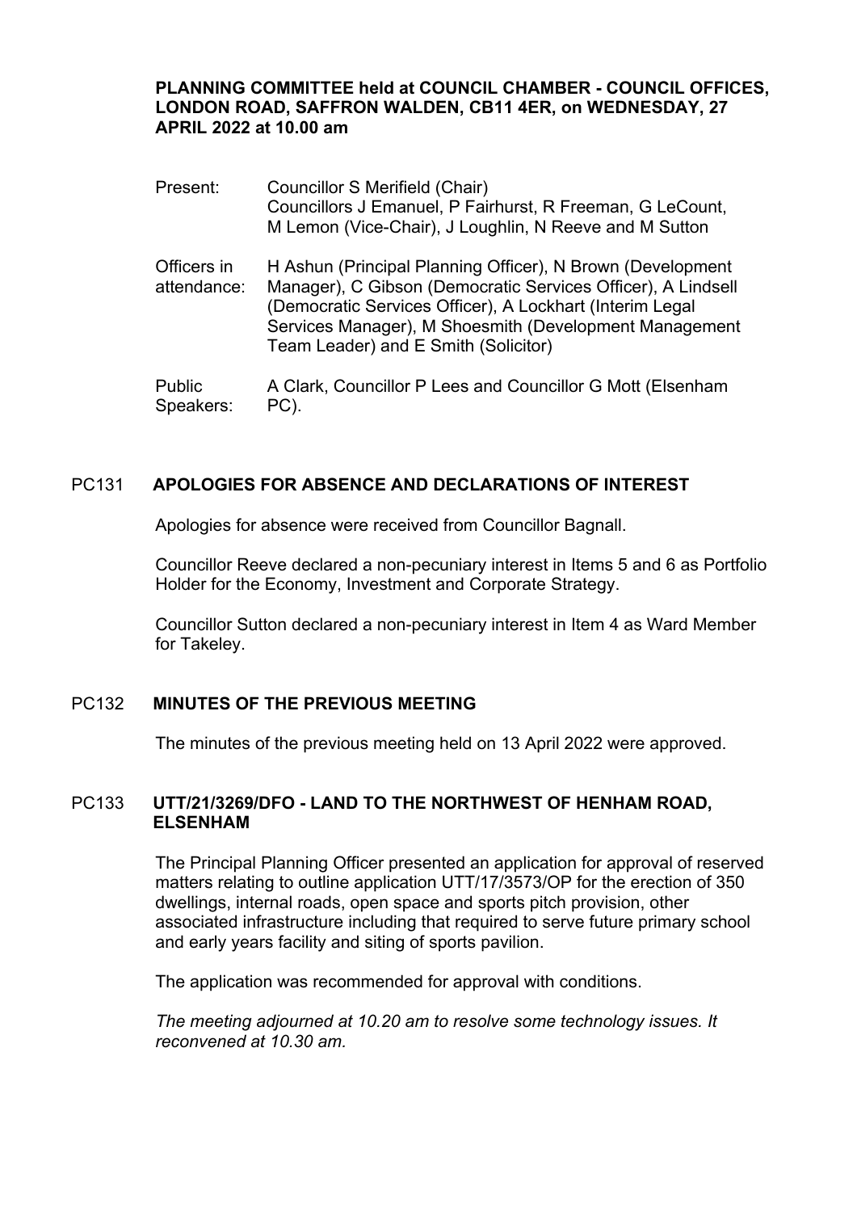**PLANNING COMMITTEE held at COUNCIL CHAMBER - COUNCIL OFFICES, LONDON ROAD, SAFFRON WALDEN, CB11 4ER, on WEDNESDAY, 27 APRIL 2022 at 10.00 am**

| | |
|---|---|
| Present: | Councillor S Merifield (Chair)<br>Councillors J Emanuel, P Fairhurst, R Freeman, G LeCount, M Lemon (Vice-Chair), J Loughlin, N Reeve and M Sutton |
| Officers in attendance: | H Ashun (Principal Planning Officer), N Brown (Development Manager), C Gibson (Democratic Services Officer), A Lindsell (Democratic Services Officer), A Lockhart (Interim Legal Services Manager), M Shoesmith (Development Management Team Leader) and E Smith (Solicitor) |
| Public Speakers: | A Clark, Councillor P Lees and Councillor G Mott (Elsenham PC). |

## PC131 APOLOGIES FOR ABSENCE AND DECLARATIONS OF INTEREST

Apologies for absence were received from Councillor Bagnall.

Councillor Reeve declared a non-pecuniary interest in Items 5 and 6 as Portfolio Holder for the Economy, Investment and Corporate Strategy.

Councillor Sutton declared a non-pecuniary interest in Item 4 as Ward Member for Takeley.

## PC132 MINUTES OF THE PREVIOUS MEETING

The minutes of the previous meeting held on 13 April 2022 were approved.

## PC133 UTT/21/3269/DFO - LAND TO THE NORTHWEST OF HENHAM ROAD, ELSENHAM

The Principal Planning Officer presented an application for approval of reserved matters relating to outline application UTT/17/3573/OP for the erection of 350 dwellings, internal roads, open space and sports pitch provision, other associated infrastructure including that required to serve future primary school and early years facility and siting of sports pavilion.

The application was recommended for approval with conditions.

*The meeting adjourned at 10.20 am to resolve some technology issues. It reconvened at 10.30 am.*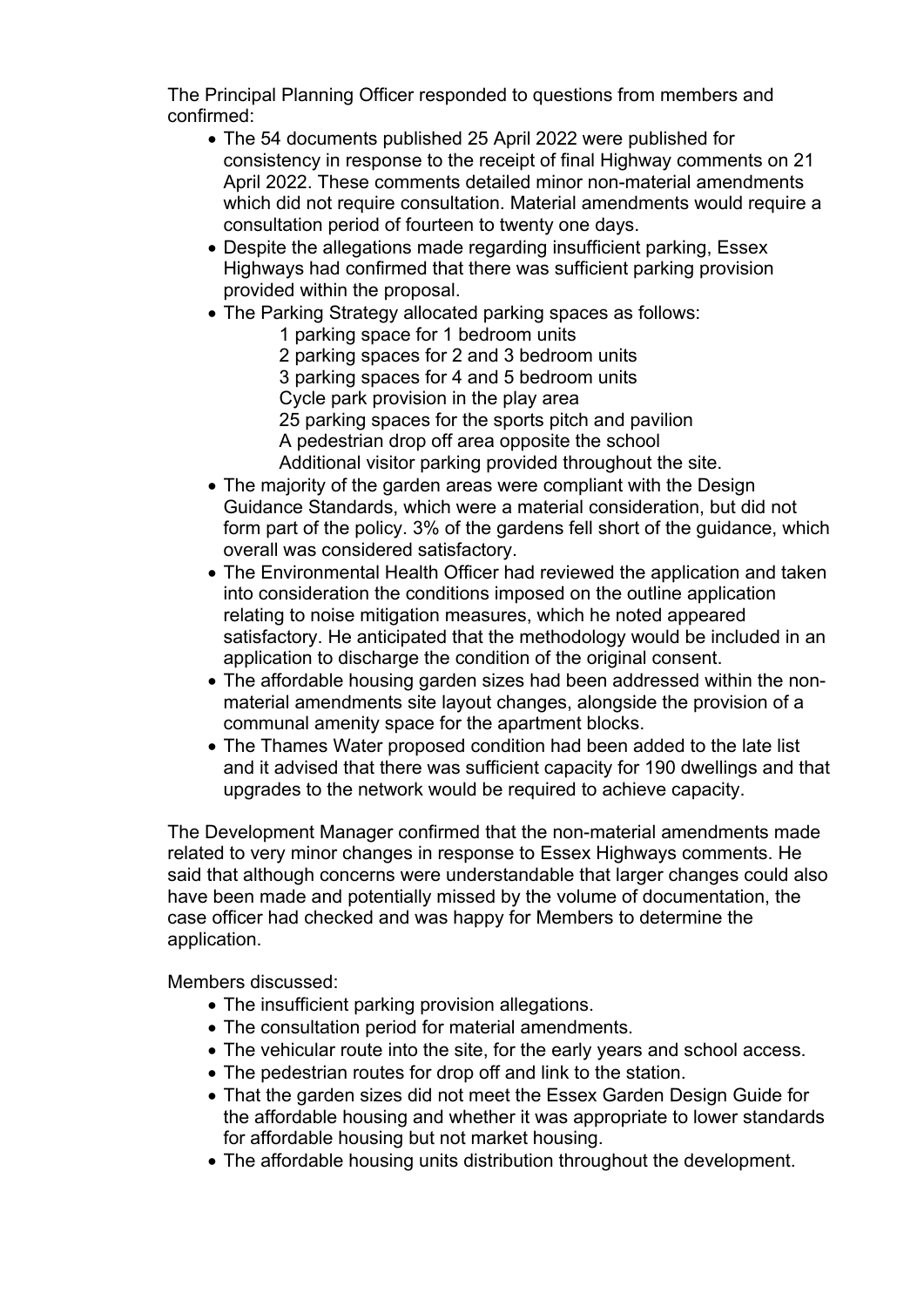The Principal Planning Officer responded to questions from members and confirmed:

- The 54 documents published 25 April 2022 were published for consistency in response to the receipt of final Highway comments on 21 April 2022. These comments detailed minor non-material amendments which did not require consultation. Material amendments would require a consultation period of fourteen to twenty one days.
- Despite the allegations made regarding insufficient parking, Essex Highways had confirmed that there was sufficient parking provision provided within the proposal.
- The Parking Strategy allocated parking spaces as follows:
  - 1 parking space for 1 bedroom units
  - 2 parking spaces for 2 and 3 bedroom units
  - 3 parking spaces for 4 and 5 bedroom units
  - Cycle park provision in the play area
  - 25 parking spaces for the sports pitch and pavilion
  - A pedestrian drop off area opposite the school
  - Additional visitor parking provided throughout the site.
- The majority of the garden areas were compliant with the Design Guidance Standards, which were a material consideration, but did not form part of the policy. 3% of the gardens fell short of the guidance, which overall was considered satisfactory.
- The Environmental Health Officer had reviewed the application and taken into consideration the conditions imposed on the outline application relating to noise mitigation measures, which he noted appeared satisfactory. He anticipated that the methodology would be included in an application to discharge the condition of the original consent.
- The affordable housing garden sizes had been addressed within the non-material amendments site layout changes, alongside the provision of a communal amenity space for the apartment blocks.
- The Thames Water proposed condition had been added to the late list and it advised that there was sufficient capacity for 190 dwellings and that upgrades to the network would be required to achieve capacity.

The Development Manager confirmed that the non-material amendments made related to very minor changes in response to Essex Highways comments. He said that although concerns were understandable that larger changes could also have been made and potentially missed by the volume of documentation, the case officer had checked and was happy for Members to determine the application.

Members discussed:

- The insufficient parking provision allegations.
- The consultation period for material amendments.
- The vehicular route into the site, for the early years and school access.
- The pedestrian routes for drop off and link to the station.
- That the garden sizes did not meet the Essex Garden Design Guide for the affordable housing and whether it was appropriate to lower standards for affordable housing but not market housing.
- The affordable housing units distribution throughout the development.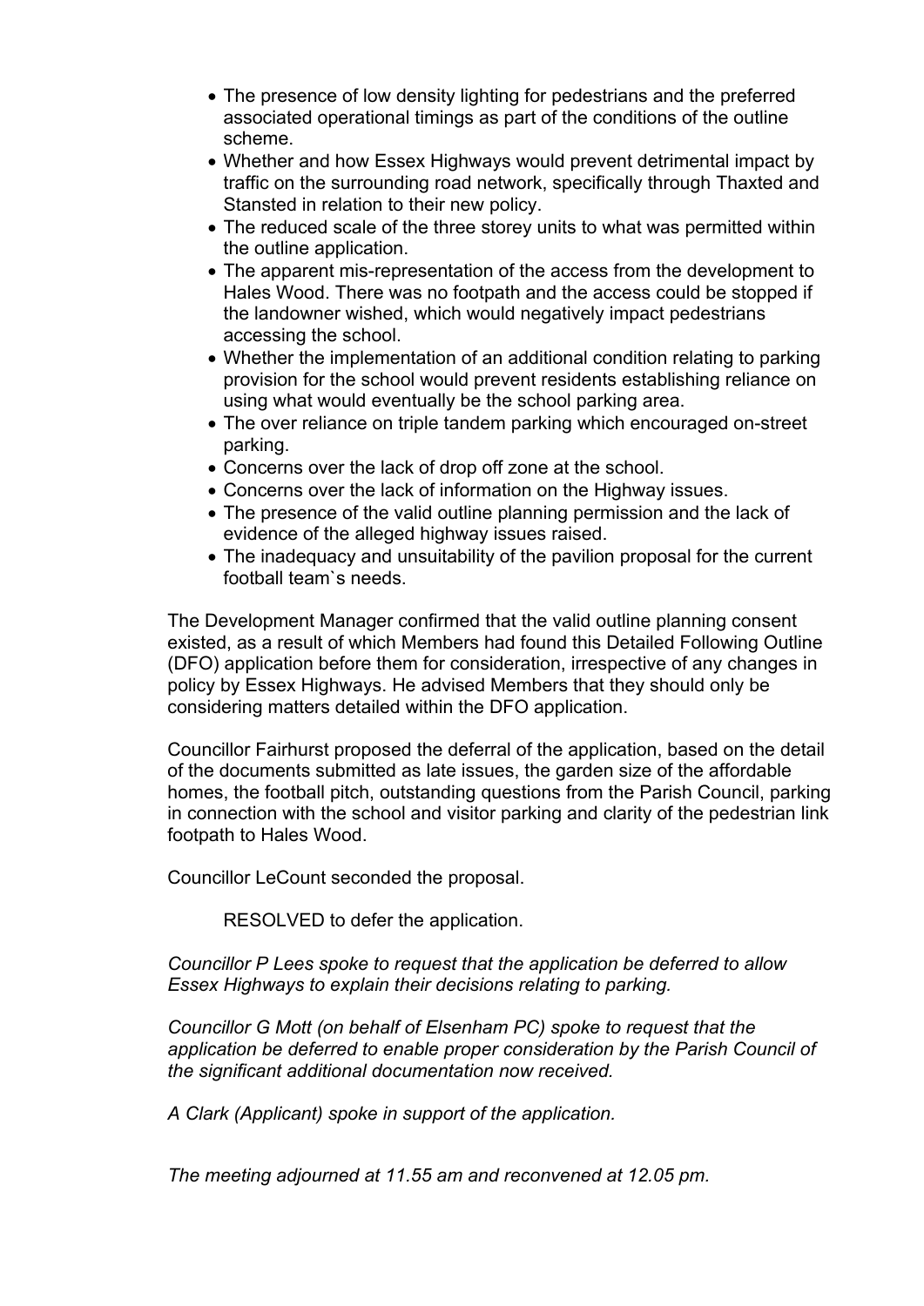- The presence of low density lighting for pedestrians and the preferred associated operational timings as part of the conditions of the outline scheme.
- Whether and how Essex Highways would prevent detrimental impact by traffic on the surrounding road network, specifically through Thaxted and Stansted in relation to their new policy.
- The reduced scale of the three storey units to what was permitted within the outline application.
- The apparent mis-representation of the access from the development to Hales Wood. There was no footpath and the access could be stopped if the landowner wished, which would negatively impact pedestrians accessing the school.
- Whether the implementation of an additional condition relating to parking provision for the school would prevent residents establishing reliance on using what would eventually be the school parking area.
- The over reliance on triple tandem parking which encouraged on-street parking.
- Concerns over the lack of drop off zone at the school.
- Concerns over the lack of information on the Highway issues.
- The presence of the valid outline planning permission and the lack of evidence of the alleged highway issues raised.
- The inadequacy and unsuitability of the pavilion proposal for the current football team`s needs.

The Development Manager confirmed that the valid outline planning consent existed, as a result of which Members had found this Detailed Following Outline (DFO) application before them for consideration, irrespective of any changes in policy by Essex Highways. He advised Members that they should only be considering matters detailed within the DFO application.

Councillor Fairhurst proposed the deferral of the application, based on the detail of the documents submitted as late issues, the garden size of the affordable homes, the football pitch, outstanding questions from the Parish Council, parking in connection with the school and visitor parking and clarity of the pedestrian link footpath to Hales Wood.

Councillor LeCount seconded the proposal.

RESOLVED to defer the application.

*Councillor P Lees spoke to request that the application be deferred to allow Essex Highways to explain their decisions relating to parking.*

*Councillor G Mott (on behalf of Elsenham PC) spoke to request that the application be deferred to enable proper consideration by the Parish Council of the significant additional documentation now received.*

*A Clark (Applicant) spoke in support of the application.*

*The meeting adjourned at 11.55 am and reconvened at 12.05 pm.*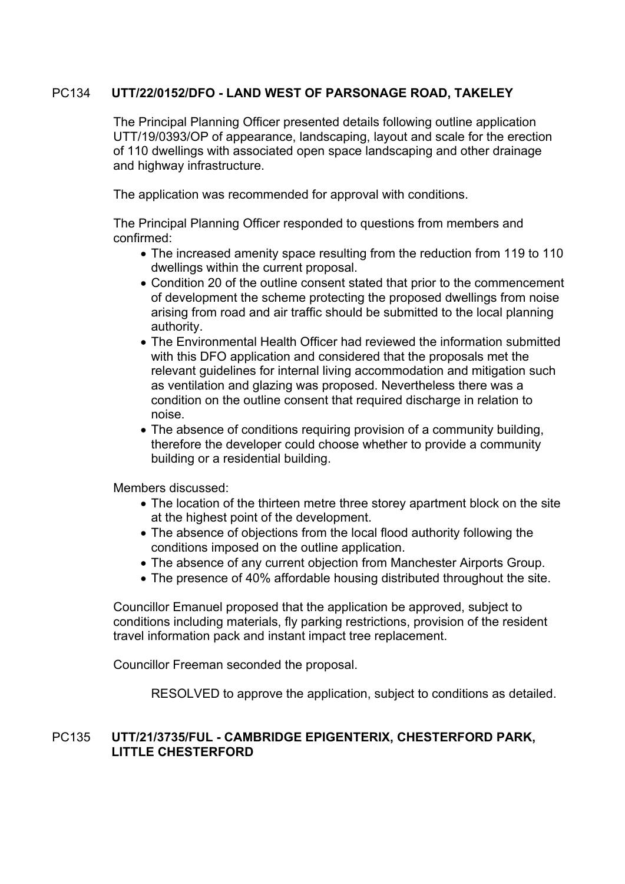## PC134 UTT/22/0152/DFO - LAND WEST OF PARSONAGE ROAD, TAKELEY

The Principal Planning Officer presented details following outline application UTT/19/0393/OP of appearance, landscaping, layout and scale for the erection of 110 dwellings with associated open space landscaping and other drainage and highway infrastructure.

The application was recommended for approval with conditions.

The Principal Planning Officer responded to questions from members and confirmed:

- The increased amenity space resulting from the reduction from 119 to 110 dwellings within the current proposal.
- Condition 20 of the outline consent stated that prior to the commencement of development the scheme protecting the proposed dwellings from noise arising from road and air traffic should be submitted to the local planning authority.
- The Environmental Health Officer had reviewed the information submitted with this DFO application and considered that the proposals met the relevant guidelines for internal living accommodation and mitigation such as ventilation and glazing was proposed. Nevertheless there was a condition on the outline consent that required discharge in relation to noise.
- The absence of conditions requiring provision of a community building, therefore the developer could choose whether to provide a community building or a residential building.

Members discussed:

- The location of the thirteen metre three storey apartment block on the site at the highest point of the development.
- The absence of objections from the local flood authority following the conditions imposed on the outline application.
- The absence of any current objection from Manchester Airports Group.
- The presence of 40% affordable housing distributed throughout the site.

Councillor Emanuel proposed that the application be approved, subject to conditions including materials, fly parking restrictions, provision of the resident travel information pack and instant impact tree replacement.

Councillor Freeman seconded the proposal.

RESOLVED to approve the application, subject to conditions as detailed.

## PC135 UTT/21/3735/FUL - CAMBRIDGE EPIGENTERIX, CHESTERFORD PARK, LITTLE CHESTERFORD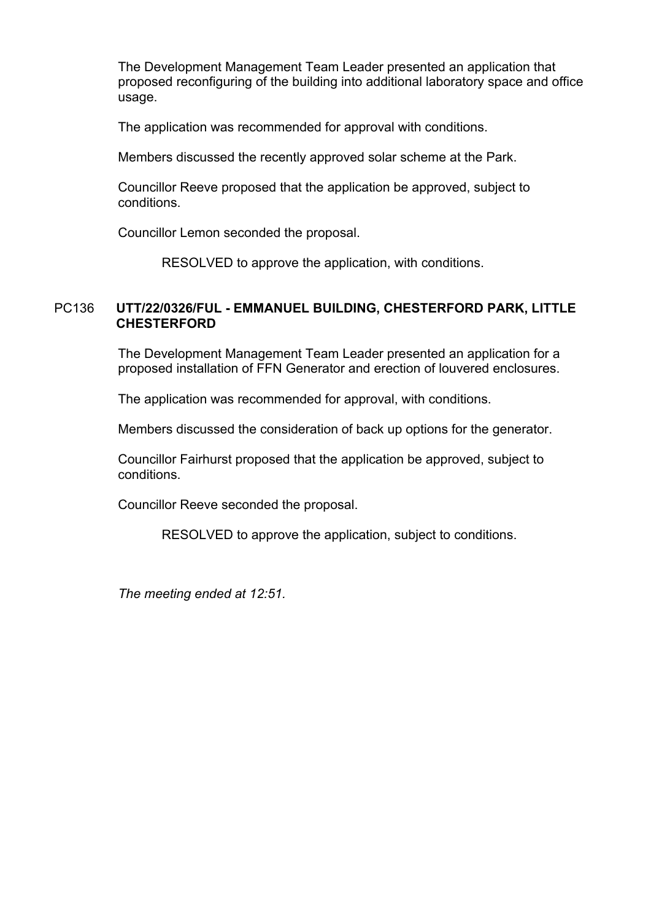The Development Management Team Leader presented an application that proposed reconfiguring of the building into additional laboratory space and office usage.

The application was recommended for approval with conditions.

Members discussed the recently approved solar scheme at the Park.

Councillor Reeve proposed that the application be approved, subject to conditions.

Councillor Lemon seconded the proposal.

RESOLVED to approve the application, with conditions.

## PC136 UTT/22/0326/FUL - EMMANUEL BUILDING, CHESTERFORD PARK, LITTLE CHESTERFORD

The Development Management Team Leader presented an application for a proposed installation of FFN Generator and erection of louvered enclosures.

The application was recommended for approval, with conditions.

Members discussed the consideration of back up options for the generator.

Councillor Fairhurst proposed that the application be approved, subject to conditions.

Councillor Reeve seconded the proposal.

RESOLVED to approve the application, subject to conditions.

*The meeting ended at 12:51.*